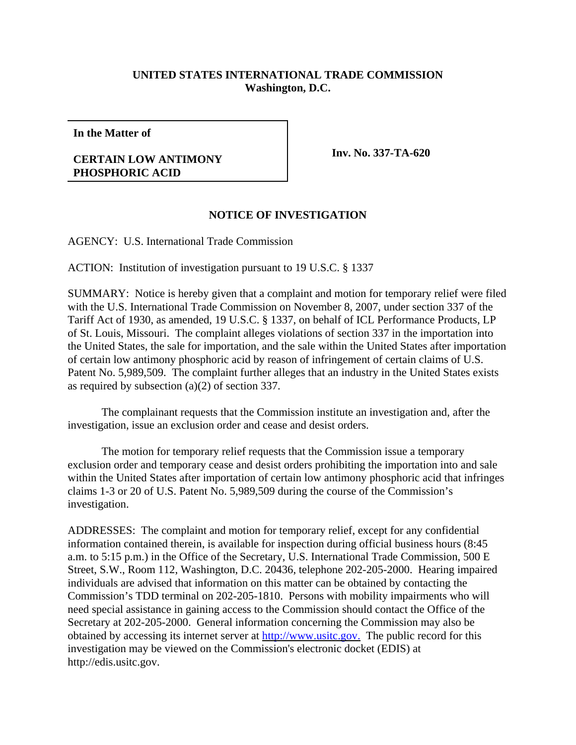**UNITED STATES INTERNATIONAL TRADE COMMISSION**
**Washington, D.C.**

| **In the Matter of**<br><br>**CERTAIN LOW ANTIMONY PHOSPHORIC ACID** | **Inv. No. 337-TA-620** |
|---|---|

## NOTICE OF INVESTIGATION

AGENCY: U.S. International Trade Commission

ACTION: Institution of investigation pursuant to 19 U.S.C. § 1337

SUMMARY: Notice is hereby given that a complaint and motion for temporary relief were filed with the U.S. International Trade Commission on November 8, 2007, under section 337 of the Tariff Act of 1930, as amended, 19 U.S.C. § 1337, on behalf of ICL Performance Products, LP of St. Louis, Missouri. The complaint alleges violations of section 337 in the importation into the United States, the sale for importation, and the sale within the United States after importation of certain low antimony phosphoric acid by reason of infringement of certain claims of U.S. Patent No. 5,989,509. The complaint further alleges that an industry in the United States exists as required by subsection (a)(2) of section 337.

The complainant requests that the Commission institute an investigation and, after the investigation, issue an exclusion order and cease and desist orders.

The motion for temporary relief requests that the Commission issue a temporary exclusion order and temporary cease and desist orders prohibiting the importation into and sale within the United States after importation of certain low antimony phosphoric acid that infringes claims 1-3 or 20 of U.S. Patent No. 5,989,509 during the course of the Commission's investigation.

ADDRESSES: The complaint and motion for temporary relief, except for any confidential information contained therein, is available for inspection during official business hours (8:45 a.m. to 5:15 p.m.) in the Office of the Secretary, U.S. International Trade Commission, 500 E Street, S.W., Room 112, Washington, D.C. 20436, telephone 202-205-2000. Hearing impaired individuals are advised that information on this matter can be obtained by contacting the Commission's TDD terminal on 202-205-1810. Persons with mobility impairments who will need special assistance in gaining access to the Commission should contact the Office of the Secretary at 202-205-2000. General information concerning the Commission may also be obtained by accessing its internet server at http://www.usitc.gov. The public record for this investigation may be viewed on the Commission's electronic docket (EDIS) at http://edis.usitc.gov.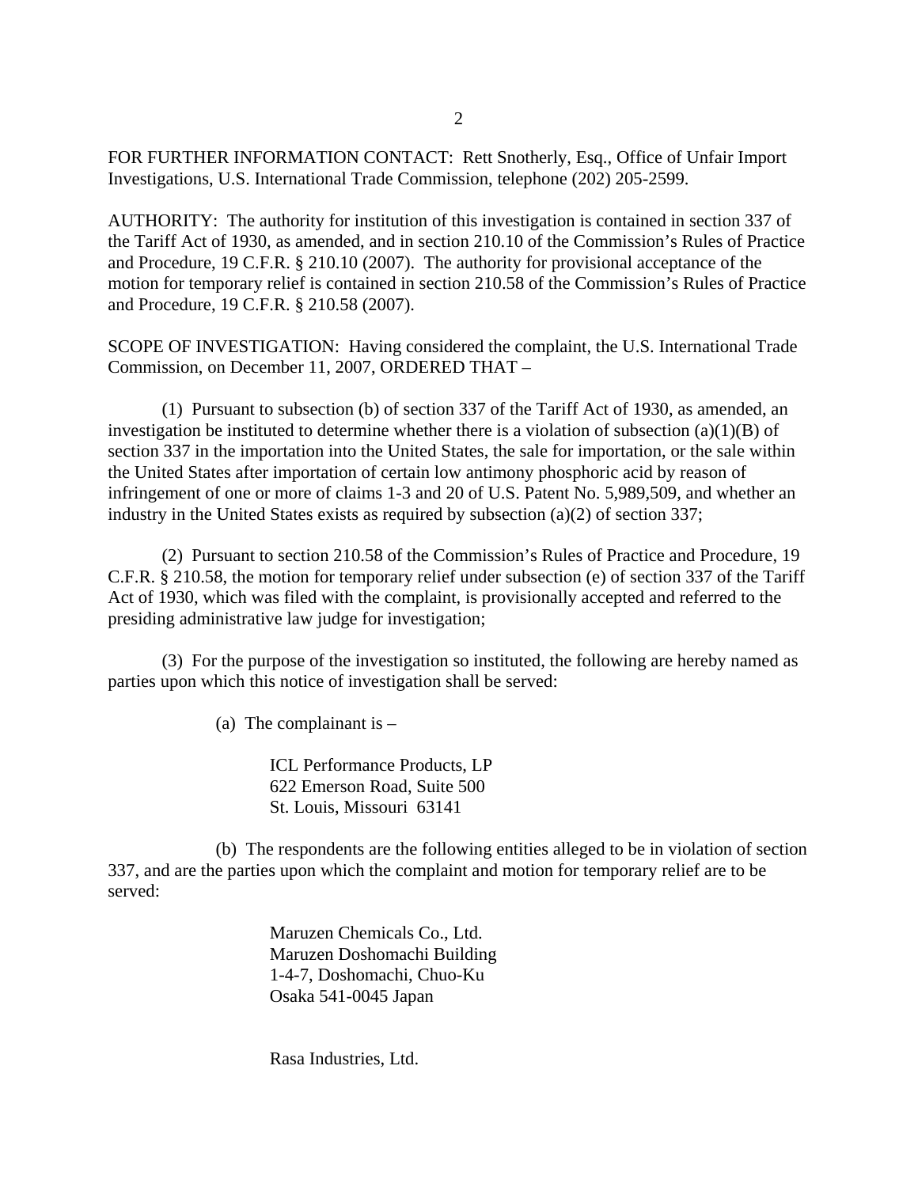FOR FURTHER INFORMATION CONTACT: Rett Snotherly, Esq., Office of Unfair Import Investigations, U.S. International Trade Commission, telephone (202) 205-2599.

AUTHORITY: The authority for institution of this investigation is contained in section 337 of the Tariff Act of 1930, as amended, and in section 210.10 of the Commission's Rules of Practice and Procedure, 19 C.F.R. § 210.10 (2007). The authority for provisional acceptance of the motion for temporary relief is contained in section 210.58 of the Commission's Rules of Practice and Procedure, 19 C.F.R. § 210.58 (2007).

SCOPE OF INVESTIGATION: Having considered the complaint, the U.S. International Trade Commission, on December 11, 2007, ORDERED THAT –

(1) Pursuant to subsection (b) of section 337 of the Tariff Act of 1930, as amended, an investigation be instituted to determine whether there is a violation of subsection (a)(1)(B) of section 337 in the importation into the United States, the sale for importation, or the sale within the United States after importation of certain low antimony phosphoric acid by reason of infringement of one or more of claims 1-3 and 20 of U.S. Patent No. 5,989,509, and whether an industry in the United States exists as required by subsection (a)(2) of section 337;

(2) Pursuant to section 210.58 of the Commission's Rules of Practice and Procedure, 19 C.F.R. § 210.58, the motion for temporary relief under subsection (e) of section 337 of the Tariff Act of 1930, which was filed with the complaint, is provisionally accepted and referred to the presiding administrative law judge for investigation;

(3) For the purpose of the investigation so instituted, the following are hereby named as parties upon which this notice of investigation shall be served:

(a) The complainant is –

ICL Performance Products, LP
622 Emerson Road, Suite 500
St. Louis, Missouri 63141

(b) The respondents are the following entities alleged to be in violation of section 337, and are the parties upon which the complaint and motion for temporary relief are to be served:

Maruzen Chemicals Co., Ltd.
Maruzen Doshomachi Building
1-4-7, Doshomachi, Chuo-Ku
Osaka 541-0045 Japan

Rasa Industries, Ltd.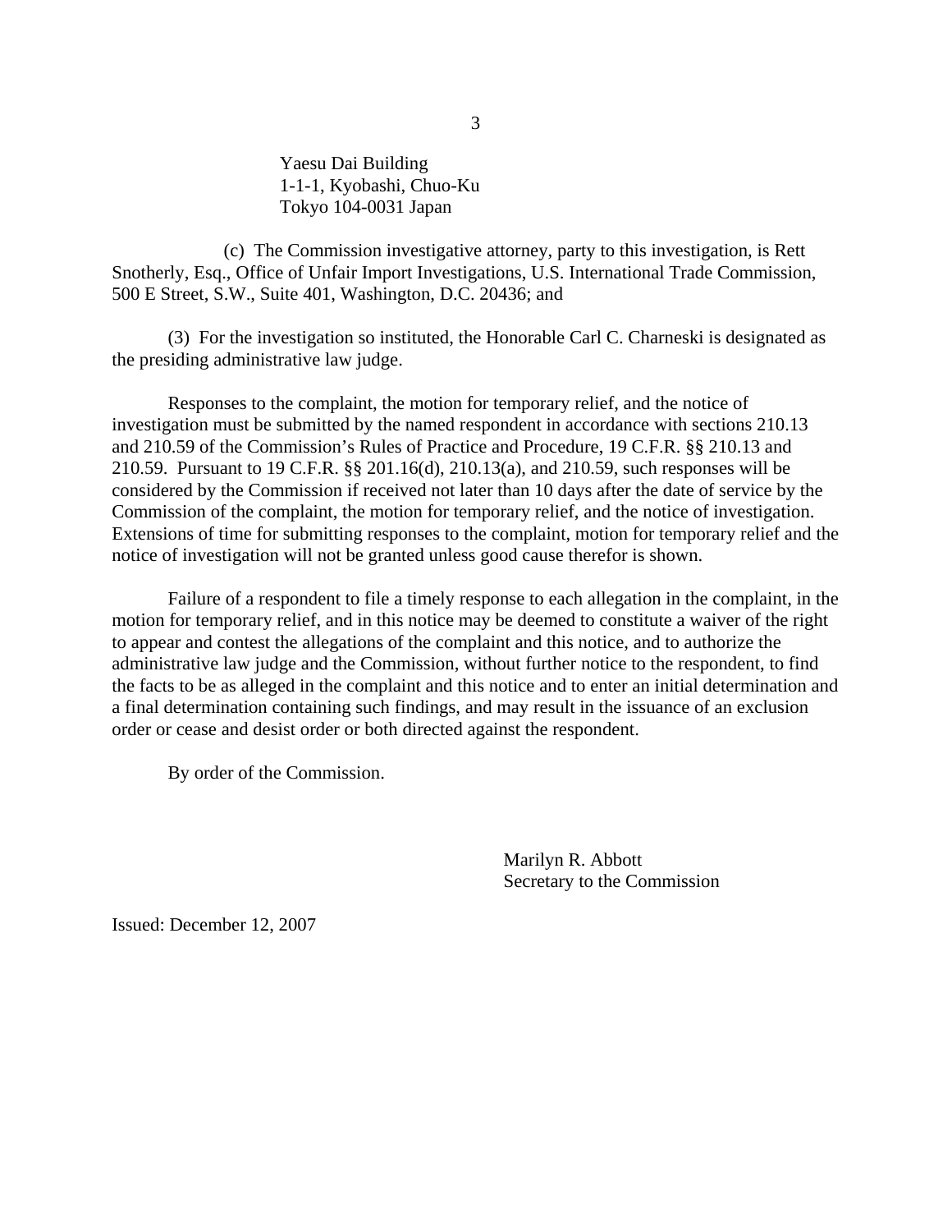Yaesu Dai Building
1-1-1, Kyobashi, Chuo-Ku
Tokyo 104-0031 Japan

(c) The Commission investigative attorney, party to this investigation, is Rett Snotherly, Esq., Office of Unfair Import Investigations, U.S. International Trade Commission, 500 E Street, S.W., Suite 401, Washington, D.C. 20436; and

(3) For the investigation so instituted, the Honorable Carl C. Charneski is designated as the presiding administrative law judge.

Responses to the complaint, the motion for temporary relief, and the notice of investigation must be submitted by the named respondent in accordance with sections 210.13 and 210.59 of the Commission's Rules of Practice and Procedure, 19 C.F.R. §§ 210.13 and 210.59. Pursuant to 19 C.F.R. §§ 201.16(d), 210.13(a), and 210.59, such responses will be considered by the Commission if received not later than 10 days after the date of service by the Commission of the complaint, the motion for temporary relief, and the notice of investigation. Extensions of time for submitting responses to the complaint, motion for temporary relief and the notice of investigation will not be granted unless good cause therefor is shown.

Failure of a respondent to file a timely response to each allegation in the complaint, in the motion for temporary relief, and in this notice may be deemed to constitute a waiver of the right to appear and contest the allegations of the complaint and this notice, and to authorize the administrative law judge and the Commission, without further notice to the respondent, to find the facts to be as alleged in the complaint and this notice and to enter an initial determination and a final determination containing such findings, and may result in the issuance of an exclusion order or cease and desist order or both directed against the respondent.

By order of the Commission.

Marilyn R. Abbott
Secretary to the Commission

Issued: December 12, 2007